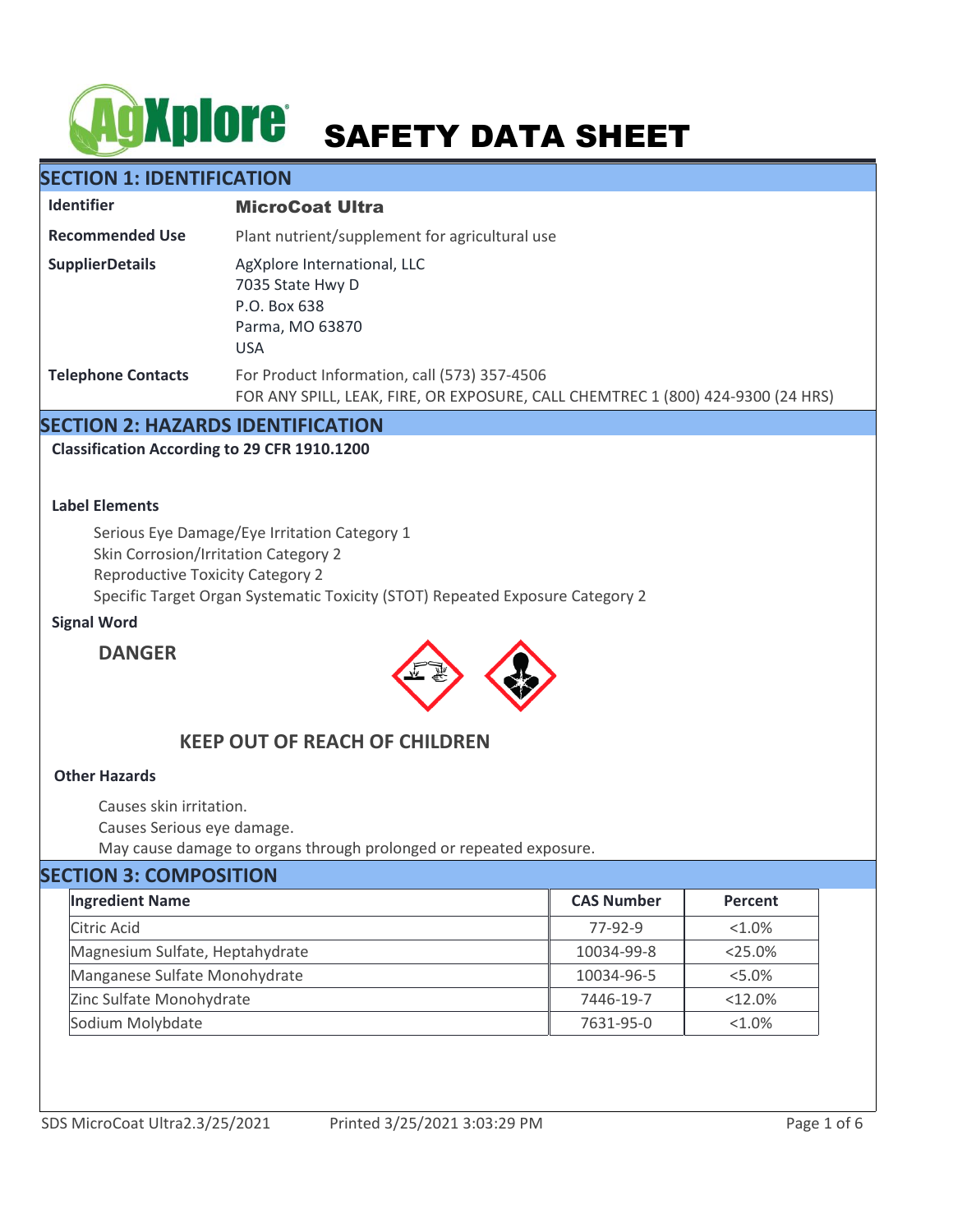# SAFETY DATA SHEET

## SECTION 1: IDENTIFICATION

| | |
|---|---|
| **Identifier** | **MicroCoat Ultra** |
| **Recommended Use** | Plant nutrient/supplement for agricultural use |
| **SupplierDetails** | AgXplore International, LLC<br>7035 State Hwy D<br>P.O. Box 638<br>Parma, MO 63870<br>USA |
| **Telephone Contacts** | For Product Information, call (573) 357-4506<br>FOR ANY SPILL, LEAK, FIRE, OR EXPOSURE, CALL CHEMTREC 1 (800) 424-9300 (24 HRS) |

## SECTION 2: HAZARDS IDENTIFICATION

**Classification According to 29 CFR 1910.1200**

**Label Elements**

Serious Eye Damage/Eye Irritation Category 1
Skin Corrosion/Irritation Category 2
Reproductive Toxicity Category 2
Specific Target Organ Systematic Toxicity (STOT) Repeated Exposure Category 2

**Signal Word**

**DANGER**

**KEEP OUT OF REACH OF CHILDREN**

**Other Hazards**

Causes skin irritation.
Causes Serious eye damage.
May cause damage to organs through prolonged or repeated exposure.

## SECTION 3: COMPOSITION

| Ingredient Name | CAS Number | Percent |
|---|---|---|
| Citric Acid | 77-92-9 | <1.0% |
| Magnesium Sulfate, Heptahydrate | 10034-99-8 | <25.0% |
| Manganese Sulfate Monohydrate | 10034-96-5 | <5.0% |
| Zinc Sulfate Monohydrate | 7446-19-7 | <12.0% |
| Sodium Molybdate | 7631-95-0 | <1.0% |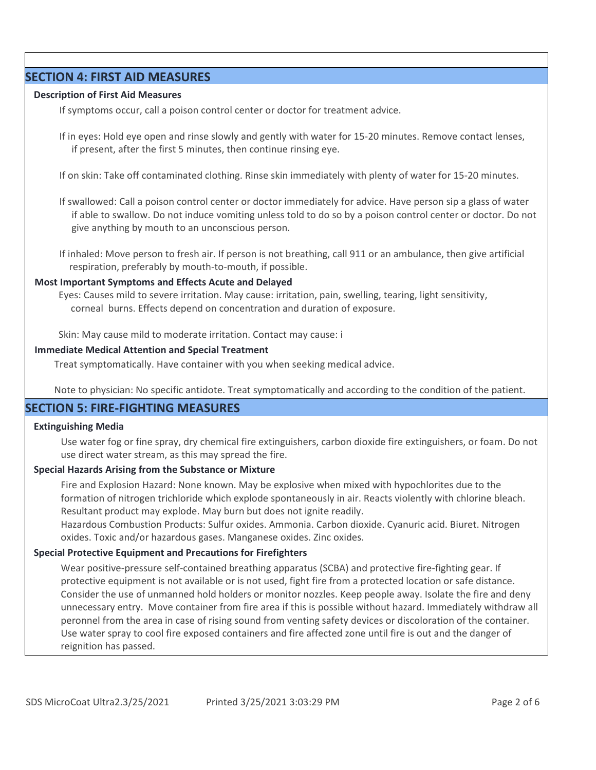## SECTION 4: FIRST AID MEASURES

**Description of First Aid Measures**

If symptoms occur, call a poison control center or doctor for treatment advice.

If in eyes: Hold eye open and rinse slowly and gently with water for 15-20 minutes. Remove contact lenses, if present, after the first 5 minutes, then continue rinsing eye.

If on skin: Take off contaminated clothing. Rinse skin immediately with plenty of water for 15-20 minutes.

If swallowed: Call a poison control center or doctor immediately for advice. Have person sip a glass of water if able to swallow. Do not induce vomiting unless told to do so by a poison control center or doctor. Do not give anything by mouth to an unconscious person.

If inhaled: Move person to fresh air. If person is not breathing, call 911 or an ambulance, then give artificial respiration, preferably by mouth-to-mouth, if possible.

**Most Important Symptoms and Effects Acute and Delayed**

Eyes: Causes mild to severe irritation. May cause: irritation, pain, swelling, tearing, light sensitivity, corneal burns. Effects depend on concentration and duration of exposure.

Skin: May cause mild to moderate irritation. Contact may cause: i

**Immediate Medical Attention and Special Treatment**

Treat symptomatically. Have container with you when seeking medical advice.

Note to physician: No specific antidote. Treat symptomatically and according to the condition of the patient.

## SECTION 5: FIRE-FIGHTING MEASURES

**Extinguishing Media**

Use water fog or fine spray, dry chemical fire extinguishers, carbon dioxide fire extinguishers, or foam. Do not use direct water stream, as this may spread the fire.

**Special Hazards Arising from the Substance or Mixture**

Fire and Explosion Hazard: None known. May be explosive when mixed with hypochlorites due to the formation of nitrogen trichloride which explode spontaneously in air. Reacts violently with chlorine bleach. Resultant product may explode. May burn but does not ignite readily.
Hazardous Combustion Products: Sulfur oxides. Ammonia. Carbon dioxide. Cyanuric acid. Biuret. Nitrogen oxides. Toxic and/or hazardous gases. Manganese oxides. Zinc oxides.

**Special Protective Equipment and Precautions for Firefighters**

Wear positive-pressure self-contained breathing apparatus (SCBA) and protective fire-fighting gear. If protective equipment is not available or is not used, fight fire from a protected location or safe distance. Consider the use of unmanned hold holders or monitor nozzles. Keep people away. Isolate the fire and deny unnecessary entry. Move container from fire area if this is possible without hazard. Immediately withdraw all peronnel from the area in case of rising sound from venting safety devices or discoloration of the container. Use water spray to cool fire exposed containers and fire affected zone until fire is out and the danger of reignition has passed.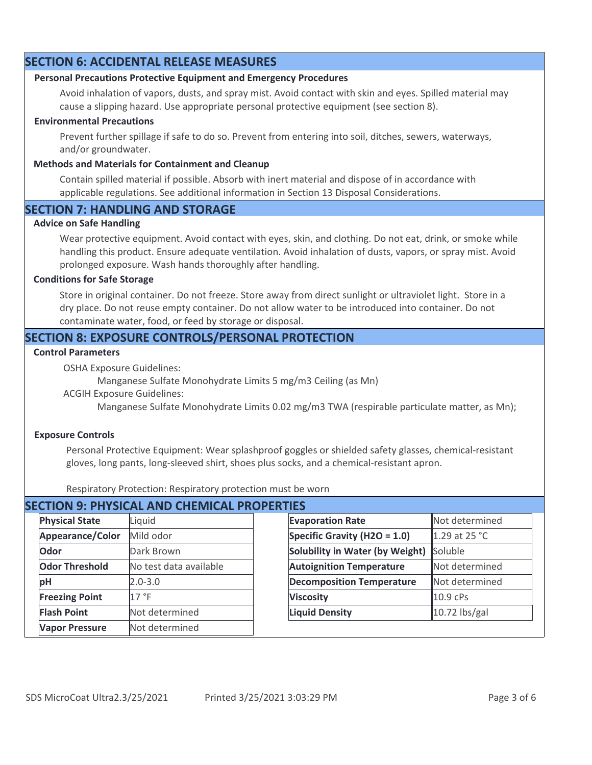## SECTION 6: ACCIDENTAL RELEASE MEASURES

### Personal Precautions Protective Equipment and Emergency Procedures

Avoid inhalation of vapors, dusts, and spray mist. Avoid contact with skin and eyes. Spilled material may cause a slipping hazard. Use appropriate personal protective equipment (see section 8).

### Environmental Precautions

Prevent further spillage if safe to do so. Prevent from entering into soil, ditches, sewers, waterways, and/or groundwater.

### Methods and Materials for Containment and Cleanup

Contain spilled material if possible. Absorb with inert material and dispose of in accordance with applicable regulations. See additional information in Section 13 Disposal Considerations.

## SECTION 7: HANDLING AND STORAGE

### Advice on Safe Handling

Wear protective equipment. Avoid contact with eyes, skin, and clothing. Do not eat, drink, or smoke while handling this product. Ensure adequate ventilation. Avoid inhalation of dusts, vapors, or spray mist. Avoid prolonged exposure. Wash hands thoroughly after handling.

### Conditions for Safe Storage

Store in original container. Do not freeze. Store away from direct sunlight or ultraviolet light. Store in a dry place. Do not reuse empty container. Do not allow water to be introduced into container. Do not contaminate water, food, or feed by storage or disposal.

## SECTION 8: EXPOSURE CONTROLS/PERSONAL PROTECTION

### Control Parameters

OSHA Exposure Guidelines:

Manganese Sulfate Monohydrate Limits 5 mg/m3 Ceiling (as Mn)

ACGIH Exposure Guidelines:

Manganese Sulfate Monohydrate Limits 0.02 mg/m3 TWA (respirable particulate matter, as Mn);

### Exposure Controls

Personal Protective Equipment: Wear splashproof goggles or shielded safety glasses, chemical-resistant gloves, long pants, long-sleeved shirt, shoes plus socks, and a chemical-resistant apron.

Respiratory Protection: Respiratory protection must be worn

## SECTION 9: PHYSICAL AND CHEMICAL PROPERTIES

| Property | Value |
|---|---|
| **Physical State** | Liquid |
| **Appearance/Color** | Mild odor |
| **Odor** | Dark Brown |
| **Odor Threshold** | No test data available |
| **pH** | 2.0-3.0 |
| **Freezing Point** | 17 °F |
| **Flash Point** | Not determined |
| **Vapor Pressure** | Not determined |

| Property | Value |
|---|---|
| **Evaporation Rate** | Not determined |
| **Specific Gravity (H2O = 1.0)** | 1.29 at 25 °C |
| **Solubility in Water (by Weight)** | Soluble |
| **Autoignition Temperature** | Not determined |
| **Decomposition Temperature** | Not determined |
| **Viscosity** | 10.9 cPs |
| **Liquid Density** | 10.72 lbs/gal |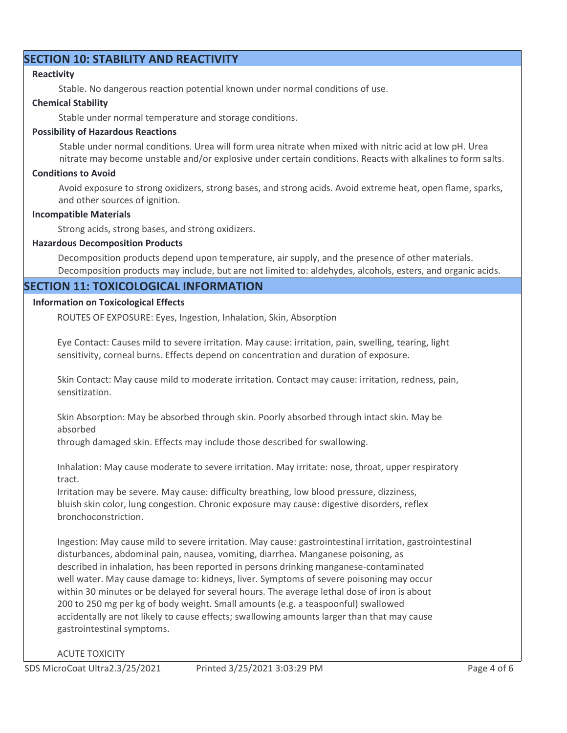## SECTION 10: STABILITY AND REACTIVITY

**Reactivity**

Stable. No dangerous reaction potential known under normal conditions of use.

**Chemical Stability**

Stable under normal temperature and storage conditions.

**Possibility of Hazardous Reactions**

Stable under normal conditions. Urea will form urea nitrate when mixed with nitric acid at low pH. Urea nitrate may become unstable and/or explosive under certain conditions. Reacts with alkalines to form salts.

**Conditions to Avoid**

Avoid exposure to strong oxidizers, strong bases, and strong acids. Avoid extreme heat, open flame, sparks, and other sources of ignition.

**Incompatible Materials**

Strong acids, strong bases, and strong oxidizers.

**Hazardous Decomposition Products**

Decomposition products depend upon temperature, air supply, and the presence of other materials. Decomposition products may include, but are not limited to: aldehydes, alcohols, esters, and organic acids.

## SECTION 11: TOXICOLOGICAL INFORMATION

**Information on Toxicological Effects**

ROUTES OF EXPOSURE: Eyes, Ingestion, Inhalation, Skin, Absorption

Eye Contact: Causes mild to severe irritation. May cause: irritation, pain, swelling, tearing, light sensitivity, corneal burns. Effects depend on concentration and duration of exposure.

Skin Contact: May cause mild to moderate irritation. Contact may cause: irritation, redness, pain, sensitization.

Skin Absorption: May be absorbed through skin. Poorly absorbed through intact skin. May be absorbed
through damaged skin. Effects may include those described for swallowing.

Inhalation: May cause moderate to severe irritation. May irritate: nose, throat, upper respiratory tract.
Irritation may be severe. May cause: difficulty breathing, low blood pressure, dizziness, bluish skin color, lung congestion. Chronic exposure may cause: digestive disorders, reflex bronchoconstriction.

Ingestion: May cause mild to severe irritation. May cause: gastrointestinal irritation, gastrointestinal disturbances, abdominal pain, nausea, vomiting, diarrhea. Manganese poisoning, as described in inhalation, has been reported in persons drinking manganese-contaminated well water. May cause damage to: kidneys, liver. Symptoms of severe poisoning may occur within 30 minutes or be delayed for several hours. The average lethal dose of iron is about 200 to 250 mg per kg of body weight. Small amounts (e.g. a teaspoonful) swallowed accidentally are not likely to cause effects; swallowing amounts larger than that may cause gastrointestinal symptoms.

ACUTE TOXICITY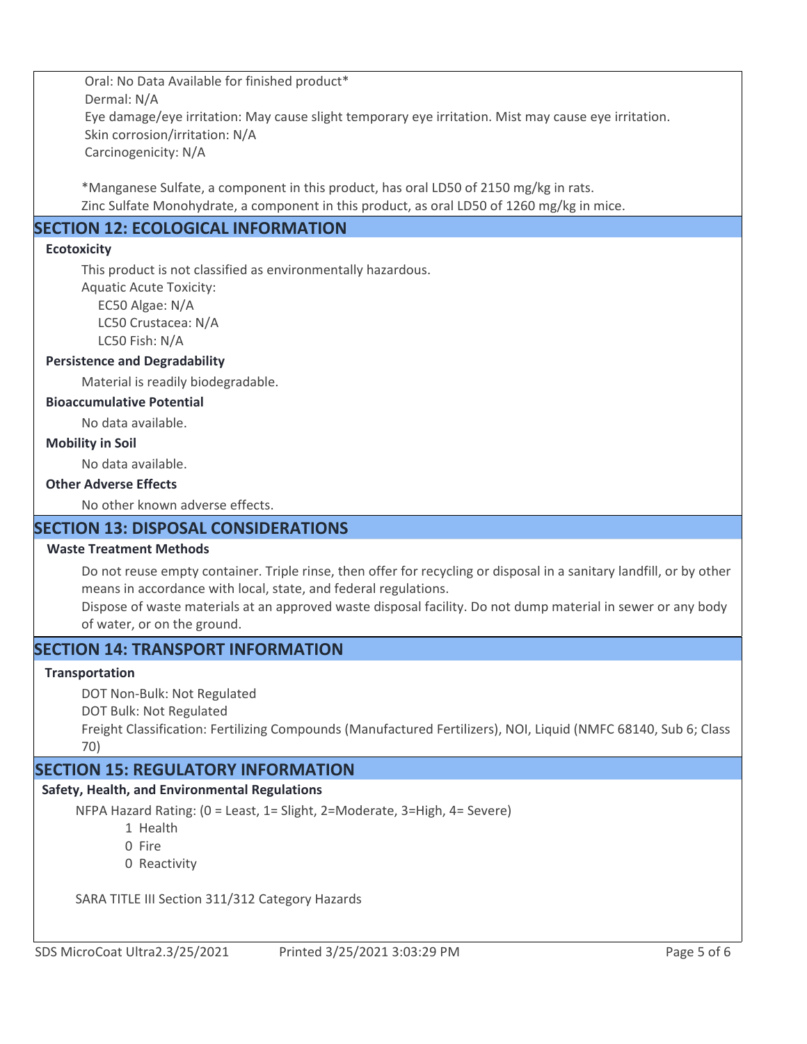Oral: No Data Available for finished product*

Dermal: N/A

Eye damage/eye irritation: May cause slight temporary eye irritation. Mist may cause eye irritation.

Skin corrosion/irritation: N/A

Carcinogenicity: N/A

*Manganese Sulfate, a component in this product, has oral LD50 of 2150 mg/kg in rats.
Zinc Sulfate Monohydrate, a component in this product, as oral LD50 of 1260 mg/kg in mice.

## SECTION 12: ECOLOGICAL INFORMATION

**Ecotoxicity**

This product is not classified as environmentally hazardous.

Aquatic Acute Toxicity:

- EC50 Algae: N/A
- LC50 Crustacea: N/A
- LC50 Fish: N/A

**Persistence and Degradability**

Material is readily biodegradable.

**Bioaccumulative Potential**

No data available.

**Mobility in Soil**

No data available.

**Other Adverse Effects**

No other known adverse effects.

## SECTION 13: DISPOSAL CONSIDERATIONS

**Waste Treatment Methods**

Do not reuse empty container. Triple rinse, then offer for recycling or disposal in a sanitary landfill, or by other means in accordance with local, state, and federal regulations.

Dispose of waste materials at an approved waste disposal facility. Do not dump material in sewer or any body of water, or on the ground.

## SECTION 14: TRANSPORT INFORMATION

**Transportation**

DOT Non-Bulk: Not Regulated

DOT Bulk: Not Regulated

Freight Classification: Fertilizing Compounds (Manufactured Fertilizers), NOI, Liquid (NMFC 68140, Sub 6; Class 70)

## SECTION 15: REGULATORY INFORMATION

**Safety, Health, and Environmental Regulations**

NFPA Hazard Rating: (0 = Least, 1= Slight, 2=Moderate, 3=High, 4= Severe)

- 1 Health
- 0 Fire
- 0 Reactivity

SARA TITLE III Section 311/312 Category Hazards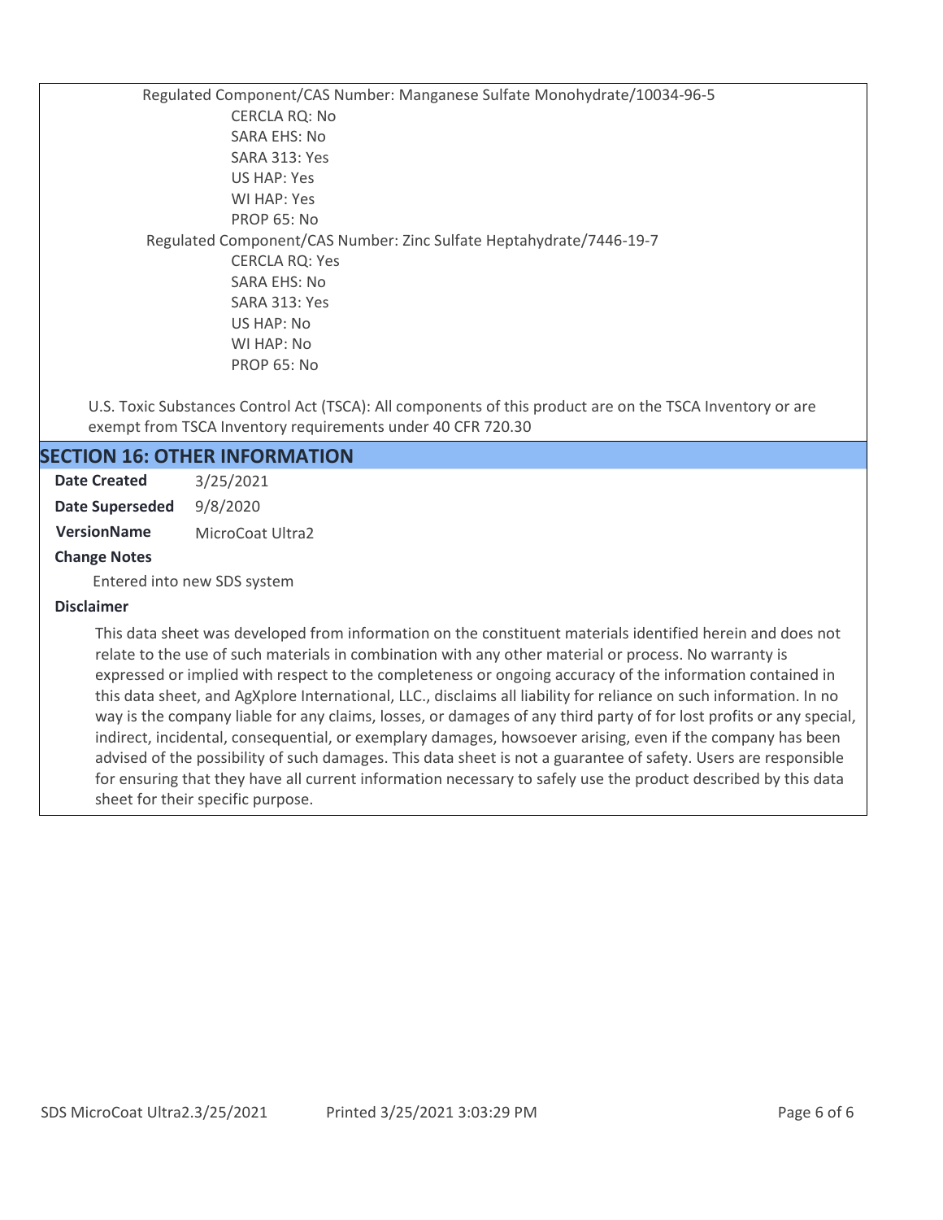Regulated Component/CAS Number: Manganese Sulfate Monohydrate/10034-96-5

- CERCLA RQ: No
- SARA EHS: No
- SARA 313: Yes
- US HAP: Yes
- WI HAP: Yes
- PROP 65: No

Regulated Component/CAS Number: Zinc Sulfate Heptahydrate/7446-19-7

- CERCLA RQ: Yes
- SARA EHS: No
- SARA 313: Yes
- US HAP: No
- WI HAP: No
- PROP 65: No

U.S. Toxic Substances Control Act (TSCA): All components of this product are on the TSCA Inventory or are exempt from TSCA Inventory requirements under 40 CFR 720.30

## SECTION 16: OTHER INFORMATION

| | |
|---|---|
| **Date Created** | 3/25/2021 |
| **Date Superseded** | 9/8/2020 |
| **VersionName** | MicroCoat Ultra2 |

**Change Notes**

Entered into new SDS system

**Disclaimer**

This data sheet was developed from information on the constituent materials identified herein and does not relate to the use of such materials in combination with any other material or process. No warranty is expressed or implied with respect to the completeness or ongoing accuracy of the information contained in this data sheet, and AgXplore International, LLC., disclaims all liability for reliance on such information. In no way is the company liable for any claims, losses, or damages of any third party of for lost profits or any special, indirect, incidental, consequential, or exemplary damages, howsoever arising, even if the company has been advised of the possibility of such damages. This data sheet is not a guarantee of safety. Users are responsible for ensuring that they have all current information necessary to safely use the product described by this data sheet for their specific purpose.